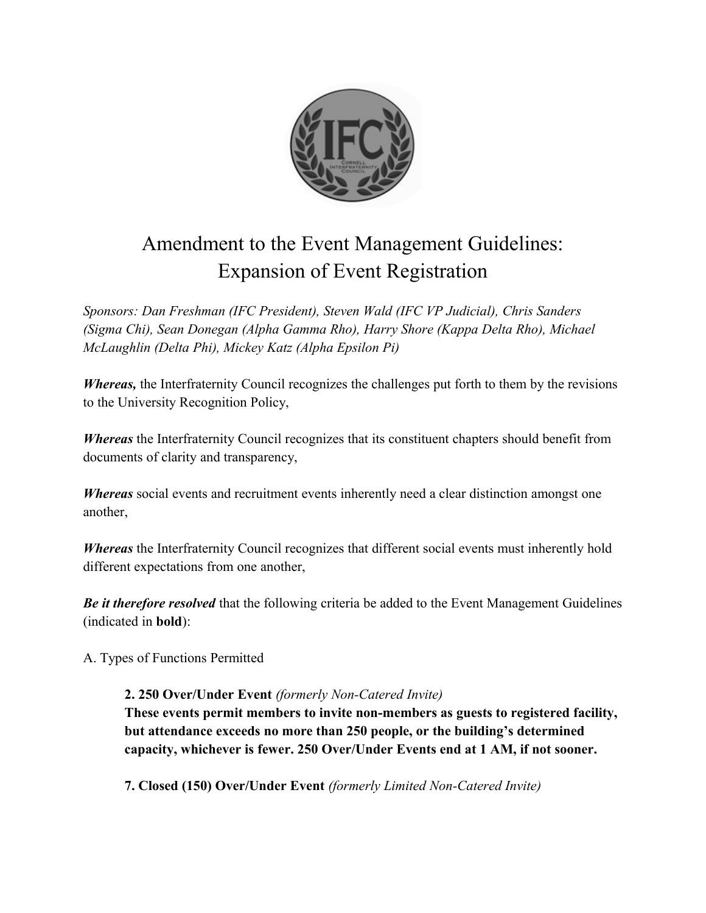# Amendment to the Event Management Guidelines: Expansion of Event Registration

*Sponsors: Dan Freshman (IFC President), Steven Wald (IFC VP Judicial), Chris Sanders (Sigma Chi), Sean Donegan (Alpha Gamma Rho), Harry Shore (Kappa Delta Rho), Michael McLaughlin (Delta Phi), Mickey Katz (Alpha Epsilon Pi)*

***Whereas,*** the Interfraternity Council recognizes the challenges put forth to them by the revisions to the University Recognition Policy,

***Whereas*** the Interfraternity Council recognizes that its constituent chapters should benefit from documents of clarity and transparency,

***Whereas*** social events and recruitment events inherently need a clear distinction amongst one another,

***Whereas*** the Interfraternity Council recognizes that different social events must inherently hold different expectations from one another,

***Be it therefore resolved*** that the following criteria be added to the Event Management Guidelines (indicated in **bold**):

A. Types of Functions Permitted

> **2. 250 Over/Under Event** *(formerly Non-Catered Invite)*
> **These events permit members to invite non-members as guests to registered facility, but attendance exceeds no more than 250 people, or the building's determined capacity, whichever is fewer. 250 Over/Under Events end at 1 AM, if not sooner.**
>
> **7. Closed (150) Over/Under Event** *(formerly Limited Non-Catered Invite)*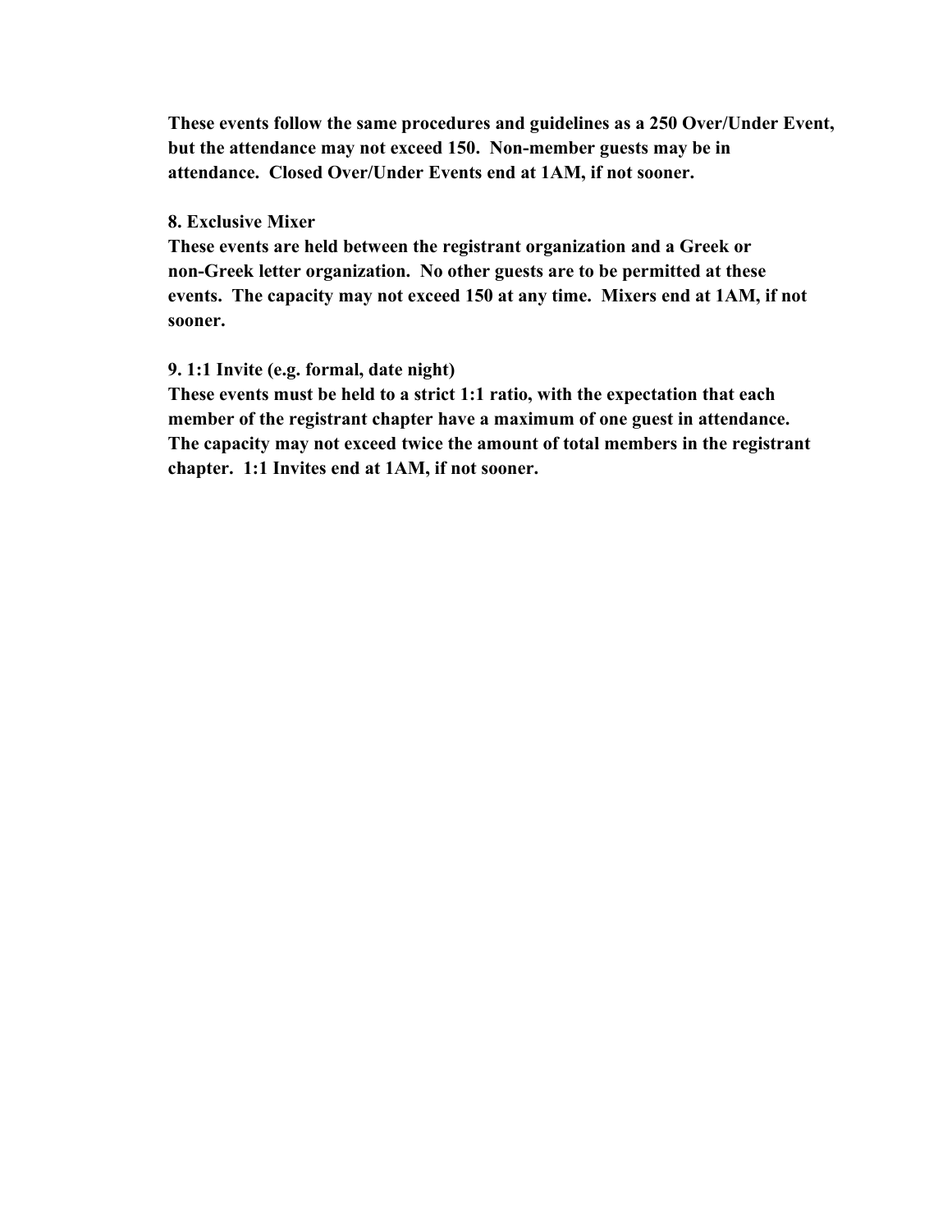**These events follow the same procedures and guidelines as a 250 Over/Under Event, but the attendance may not exceed 150. Non-member guests may be in attendance. Closed Over/Under Events end at 1AM, if not sooner.**

**8. Exclusive Mixer**

**These events are held between the registrant organization and a Greek or non-Greek letter organization. No other guests are to be permitted at these events. The capacity may not exceed 150 at any time. Mixers end at 1AM, if not sooner.**

**9. 1:1 Invite (e.g. formal, date night)**

**These events must be held to a strict 1:1 ratio, with the expectation that each member of the registrant chapter have a maximum of one guest in attendance. The capacity may not exceed twice the amount of total members in the registrant chapter. 1:1 Invites end at 1AM, if not sooner.**